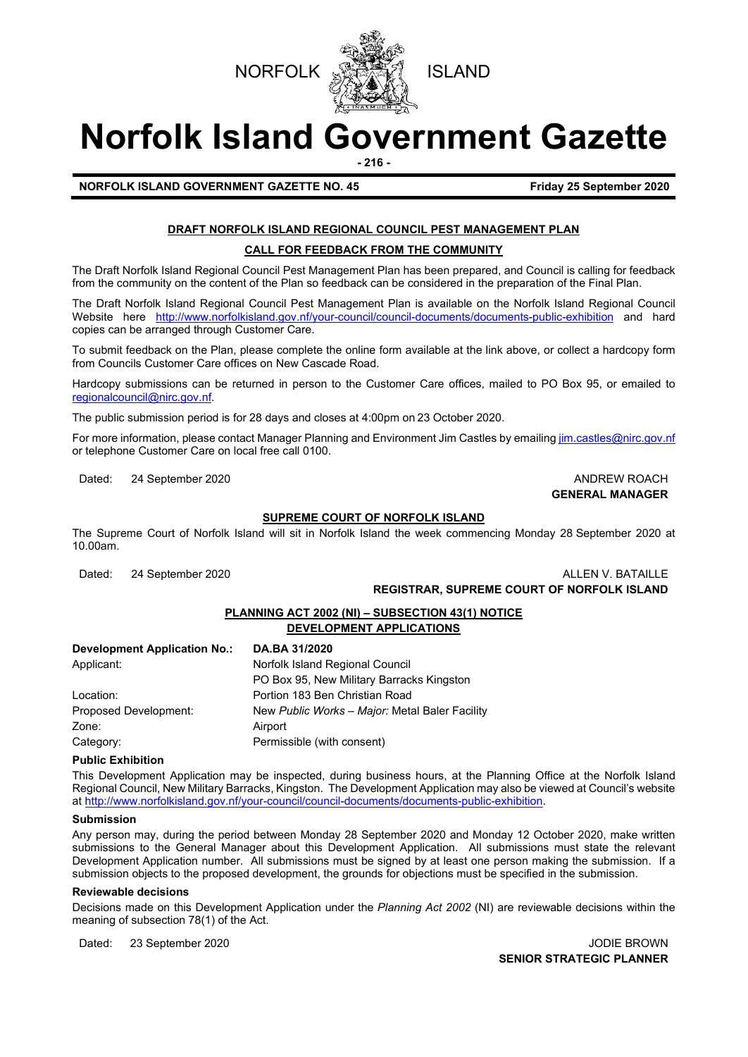NORFOLK ISLAND

# Norfolk Island Government Gazette

**NORFOLK ISLAND GOVERNMENT GAZETTE NO. 45** **Friday 25 September 2020**

## DRAFT NORFOLK ISLAND REGIONAL COUNCIL PEST MANAGEMENT PLAN

### CALL FOR FEEDBACK FROM THE COMMUNITY

The Draft Norfolk Island Regional Council Pest Management Plan has been prepared, and Council is calling for feedback from the community on the content of the Plan so feedback can be considered in the preparation of the Final Plan.

The Draft Norfolk Island Regional Council Pest Management Plan is available on the Norfolk Island Regional Council Website here http://www.norfolkisland.gov.nf/your-council/council-documents/documents-public-exhibition and hard copies can be arranged through Customer Care.

To submit feedback on the Plan, please complete the online form available at the link above, or collect a hardcopy form from Councils Customer Care offices on New Cascade Road.

Hardcopy submissions can be returned in person to the Customer Care offices, mailed to PO Box 95, or emailed to regionalcouncil@nirc.gov.nf.

The public submission period is for 28 days and closes at 4:00pm on 23 October 2020.

For more information, please contact Manager Planning and Environment Jim Castles by emailing jim.castles@nirc.gov.nf or telephone Customer Care on local free call 0100.

Dated: 24 September 2020

ANDREW ROACH
**GENERAL MANAGER**

## SUPREME COURT OF NORFOLK ISLAND

The Supreme Court of Norfolk Island will sit in Norfolk Island the week commencing Monday 28 September 2020 at 10.00am.

Dated: 24 September 2020

ALLEN V. BATAILLE
**REGISTRAR, SUPREME COURT OF NORFOLK ISLAND**

## PLANNING ACT 2002 (NI) – SUBSECTION 43(1) NOTICE

### DEVELOPMENT APPLICATIONS

| **Development Application No.:** | **DA.BA 31/2020** |
|---|---|
| Applicant: | Norfolk Island Regional Council<br>PO Box 95, New Military Barracks Kingston |
| Location: | Portion 183 Ben Christian Road |
| Proposed Development: | New *Public Works – Major:* Metal Baler Facility |
| Zone: | Airport |
| Category: | Permissible (with consent) |

**Public Exhibition**

This Development Application may be inspected, during business hours, at the Planning Office at the Norfolk Island Regional Council, New Military Barracks, Kingston. The Development Application may also be viewed at Council's website at http://www.norfolkisland.gov.nf/your-council/council-documents/documents-public-exhibition.

**Submission**

Any person may, during the period between Monday 28 September 2020 and Monday 12 October 2020, make written submissions to the General Manager about this Development Application. All submissions must state the relevant Development Application number. All submissions must be signed by at least one person making the submission. If a submission objects to the proposed development, the grounds for objections must be specified in the submission.

**Reviewable decisions**

Decisions made on this Development Application under the *Planning Act 2002* (NI) are reviewable decisions within the meaning of subsection 78(1) of the Act.

Dated: 23 September 2020

JODIE BROWN
**SENIOR STRATEGIC PLANNER**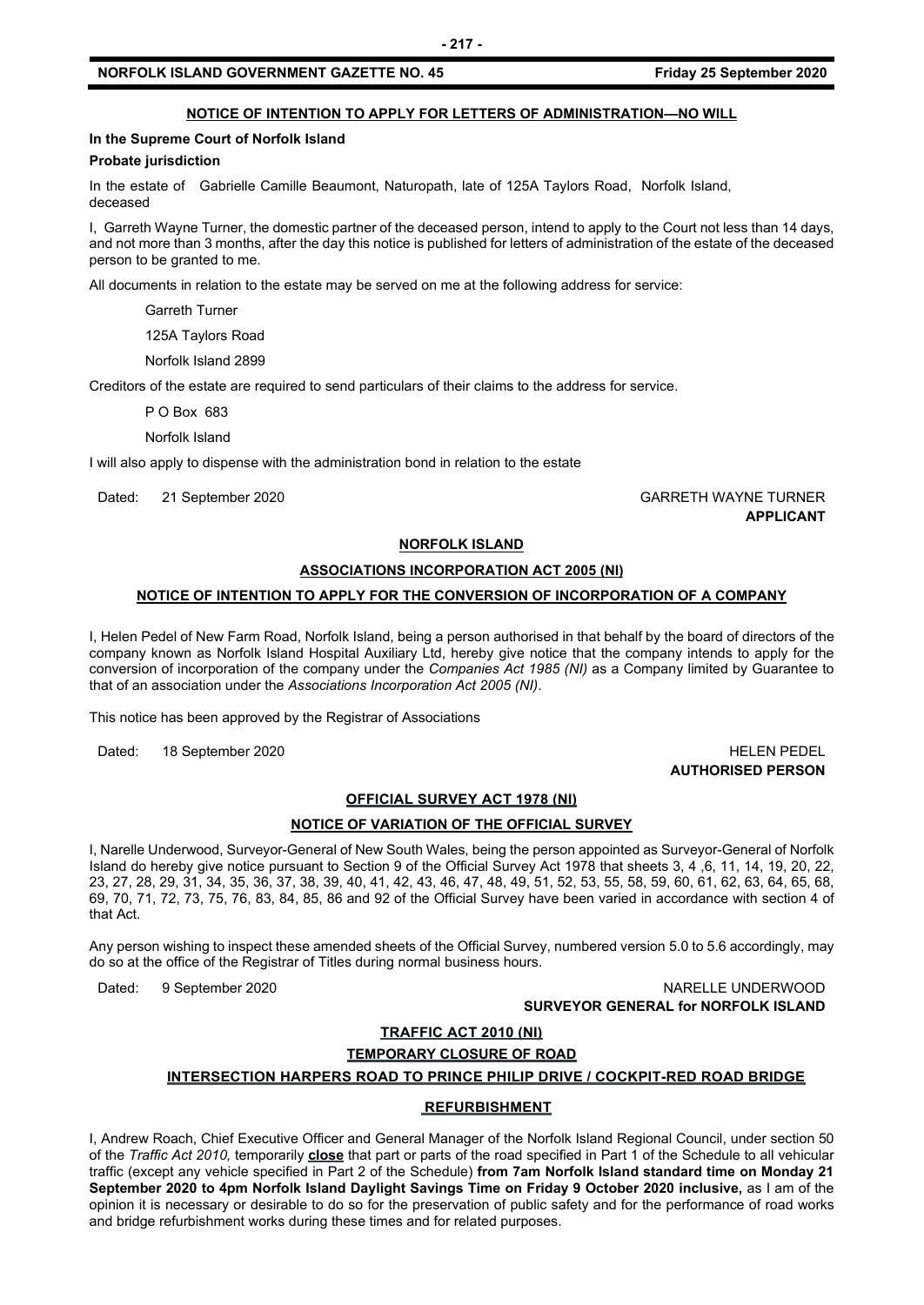**NOTICE OF INTENTION TO APPLY FOR LETTERS OF ADMINISTRATION—NO WILL**

**In the Supreme Court of Norfolk Island**

**Probate jurisdiction**

In the estate of Gabrielle Camille Beaumont, Naturopath, late of 125A Taylors Road, Norfolk Island, deceased

I, Garreth Wayne Turner, the domestic partner of the deceased person, intend to apply to the Court not less than 14 days, and not more than 3 months, after the day this notice is published for letters of administration of the estate of the deceased person to be granted to me.

All documents in relation to the estate may be served on me at the following address for service:

Garreth Turner

125A Taylors Road

Norfolk Island 2899

Creditors of the estate are required to send particulars of their claims to the address for service.

P O Box 683

Norfolk Island

I will also apply to dispense with the administration bond in relation to the estate

Dated: 21 September 2020 GARRETH WAYNE TURNER
**APPLICANT**

**NORFOLK ISLAND**

**ASSOCIATIONS INCORPORATION ACT 2005 (NI)**

**NOTICE OF INTENTION TO APPLY FOR THE CONVERSION OF INCORPORATION OF A COMPANY**

I, Helen Pedel of New Farm Road, Norfolk Island, being a person authorised in that behalf by the board of directors of the company known as Norfolk Island Hospital Auxiliary Ltd, hereby give notice that the company intends to apply for the conversion of incorporation of the company under the *Companies Act 1985 (NI)* as a Company limited by Guarantee to that of an association under the *Associations Incorporation Act 2005 (NI)*.

This notice has been approved by the Registrar of Associations

Dated: 18 September 2020 HELEN PEDEL
**AUTHORISED PERSON**

**OFFICIAL SURVEY ACT 1978 (NI)**

**NOTICE OF VARIATION OF THE OFFICIAL SURVEY**

I, Narelle Underwood, Surveyor-General of New South Wales, being the person appointed as Surveyor-General of Norfolk Island do hereby give notice pursuant to Section 9 of the Official Survey Act 1978 that sheets 3, 4 ,6, 11, 14, 19, 20, 22, 23, 27, 28, 29, 31, 34, 35, 36, 37, 38, 39, 40, 41, 42, 43, 46, 47, 48, 49, 51, 52, 53, 55, 58, 59, 60, 61, 62, 63, 64, 65, 68, 69, 70, 71, 72, 73, 75, 76, 83, 84, 85, 86 and 92 of the Official Survey have been varied in accordance with section 4 of that Act.

Any person wishing to inspect these amended sheets of the Official Survey, numbered version 5.0 to 5.6 accordingly, may do so at the office of the Registrar of Titles during normal business hours.

Dated: 9 September 2020 NARELLE UNDERWOOD
**SURVEYOR GENERAL for NORFOLK ISLAND**

**TRAFFIC ACT 2010 (NI)**

**TEMPORARY CLOSURE OF ROAD**

**INTERSECTION HARPERS ROAD TO PRINCE PHILIP DRIVE / COCKPIT-RED ROAD BRIDGE REFURBISHMENT**

I, Andrew Roach, Chief Executive Officer and General Manager of the Norfolk Island Regional Council, under section 50 of the *Traffic Act 2010,* temporarily **close** that part or parts of the road specified in Part 1 of the Schedule to all vehicular traffic (except any vehicle specified in Part 2 of the Schedule) **from 7am Norfolk Island standard time on Monday 21 September 2020 to 4pm Norfolk Island Daylight Savings Time on Friday 9 October 2020 inclusive,** as I am of the opinion it is necessary or desirable to do so for the preservation of public safety and for the performance of road works and bridge refurbishment works during these times and for related purposes.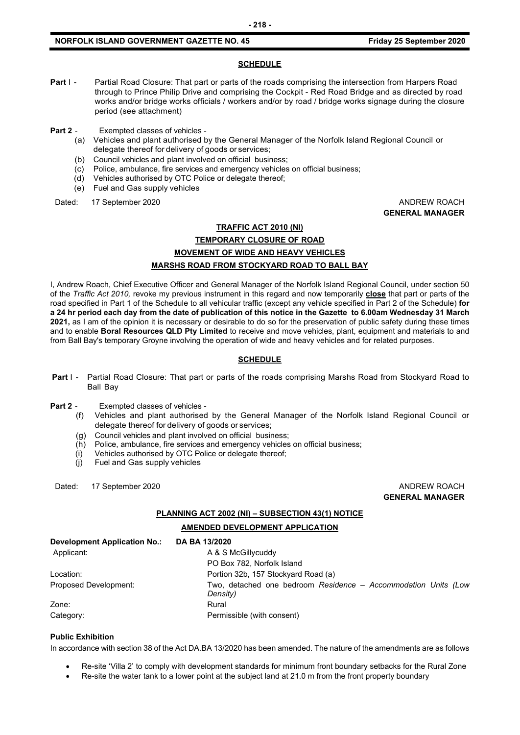**SCHEDULE**

**Part** I - Partial Road Closure: That part or parts of the roads comprising the intersection from Harpers Road through to Prince Philip Drive and comprising the Cockpit - Red Road Bridge and as directed by road works and/or bridge works officials / workers and/or by road / bridge works signage during the closure period (see attachment)

**Part 2** - Exempted classes of vehicles -

(a) Vehicles and plant authorised by the General Manager of the Norfolk Island Regional Council or delegate thereof for delivery of goods or services;
(b) Council vehicles and plant involved on official business;
(c) Police, ambulance, fire services and emergency vehicles on official business;
(d) Vehicles authorised by OTC Police or delegate thereof;
(e) Fuel and Gas supply vehicles

Dated: 17 September 2020

ANDREW ROACH
**GENERAL MANAGER**

**TRAFFIC ACT 2010 (NI)**

**TEMPORARY CLOSURE OF ROAD**

**MOVEMENT OF WIDE AND HEAVY VEHICLES**

**MARSHS ROAD FROM STOCKYARD ROAD TO BALL BAY**

I, Andrew Roach, Chief Executive Officer and General Manager of the Norfolk Island Regional Council, under section 50 of the *Traffic Act 2010,* revoke my previous instrument in this regard and now temporarily **close** that part or parts of the road specified in Part 1 of the Schedule to all vehicular traffic (except any vehicle specified in Part 2 of the Schedule) **for a 24 hr period each day from the date of publication of this notice in the Gazette to 6.00am Wednesday 31 March 2021,** as I am of the opinion it is necessary or desirable to do so for the preservation of public safety during these times and to enable **Boral Resources QLD Pty Limited** to receive and move vehicles, plant, equipment and materials to and from Ball Bay's temporary Groyne involving the operation of wide and heavy vehicles and for related purposes.

**SCHEDULE**

**Part** I - Partial Road Closure: That part or parts of the roads comprising Marshs Road from Stockyard Road to Ball Bay

**Part 2** - Exempted classes of vehicles -

(f) Vehicles and plant authorised by the General Manager of the Norfolk Island Regional Council or delegate thereof for delivery of goods or services;
(g) Council vehicles and plant involved on official business;
(h) Police, ambulance, fire services and emergency vehicles on official business;
(i) Vehicles authorised by OTC Police or delegate thereof;
(j) Fuel and Gas supply vehicles

Dated: 17 September 2020

ANDREW ROACH
**GENERAL MANAGER**

**PLANNING ACT 2002 (NI) – SUBSECTION 43(1) NOTICE**

**AMENDED DEVELOPMENT APPLICATION**

| **Development Application No.:** | **DA BA 13/2020** |
|---|---|
| Applicant: | A & S McGillycuddy<br>PO Box 782, Norfolk Island |
| Location: | Portion 32b, 157 Stockyard Road (a) |
| Proposed Development: | Two, detached one bedroom *Residence – Accommodation Units (Low Density)* |
| Zone: | Rural |
| Category: | Permissible (with consent) |

**Public Exhibition**

In accordance with section 38 of the Act DA.BA 13/2020 has been amended. The nature of the amendments are as follows

- Re-site 'Villa 2' to comply with development standards for minimum front boundary setbacks for the Rural Zone
- Re-site the water tank to a lower point at the subject land at 21.0 m from the front property boundary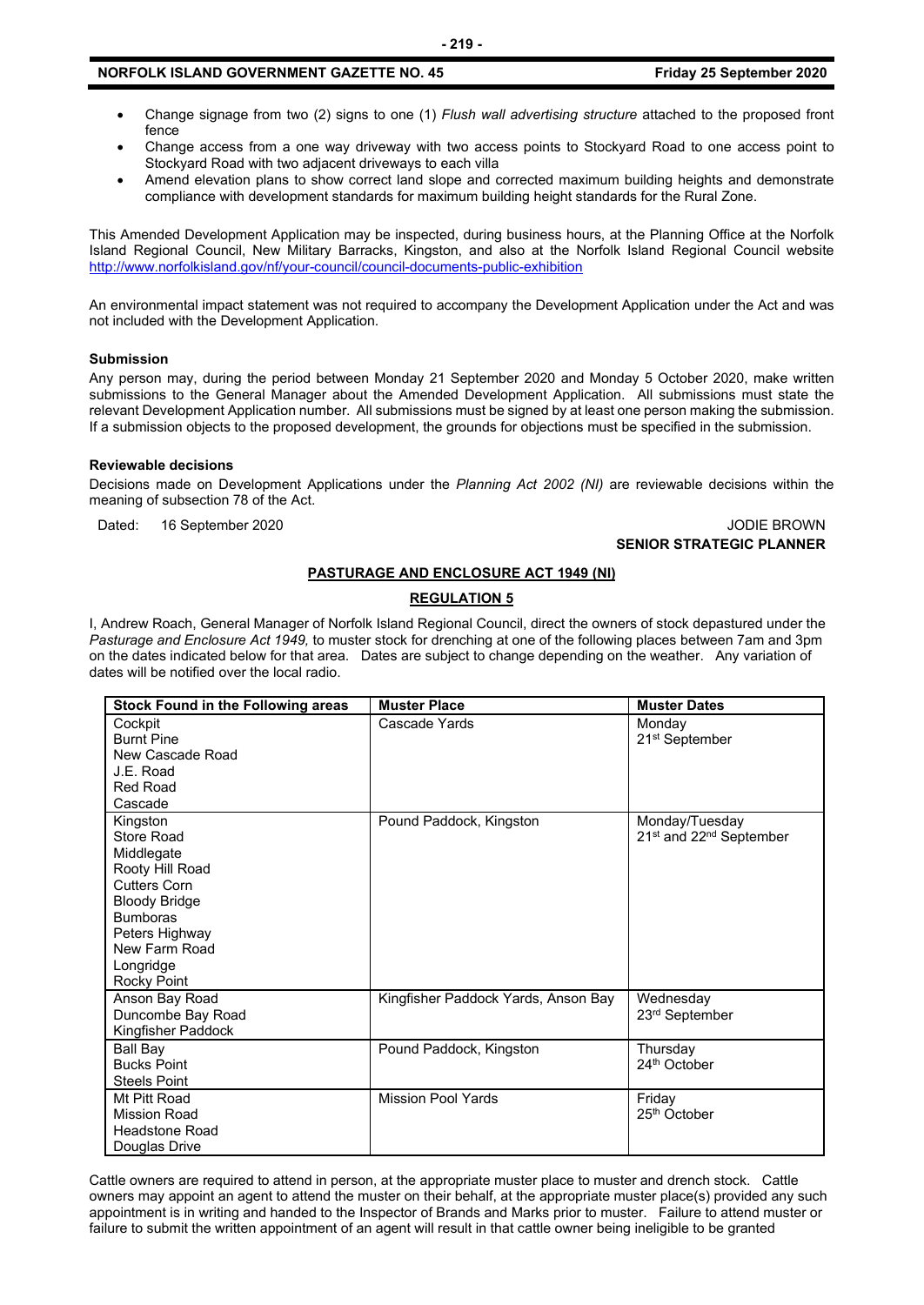- Change signage from two (2) signs to one (1) *Flush wall advertising structure* attached to the proposed front fence
- Change access from a one way driveway with two access points to Stockyard Road to one access point to Stockyard Road with two adjacent driveways to each villa
- Amend elevation plans to show correct land slope and corrected maximum building heights and demonstrate compliance with development standards for maximum building height standards for the Rural Zone.

This Amended Development Application may be inspected, during business hours, at the Planning Office at the Norfolk Island Regional Council, New Military Barracks, Kingston, and also at the Norfolk Island Regional Council website http://www.norfolkisland.gov/nf/your-council/council-documents-public-exhibition

An environmental impact statement was not required to accompany the Development Application under the Act and was not included with the Development Application.

**Submission**

Any person may, during the period between Monday 21 September 2020 and Monday 5 October 2020, make written submissions to the General Manager about the Amended Development Application. All submissions must state the relevant Development Application number. All submissions must be signed by at least one person making the submission. If a submission objects to the proposed development, the grounds for objections must be specified in the submission.

**Reviewable decisions**

Decisions made on Development Applications under the *Planning Act 2002 (NI)* are reviewable decisions within the meaning of subsection 78 of the Act.

Dated: 16 September 2020

JODIE BROWN
**SENIOR STRATEGIC PLANNER**

## PASTURAGE AND ENCLOSURE ACT 1949 (NI)

### REGULATION 5

I, Andrew Roach, General Manager of Norfolk Island Regional Council, direct the owners of stock depastured under the *Pasturage and Enclosure Act 1949,* to muster stock for drenching at one of the following places between 7am and 3pm on the dates indicated below for that area. Dates are subject to change depending on the weather. Any variation of dates will be notified over the local radio.

| Stock Found in the Following areas | Muster Place | Muster Dates |
|---|---|---|
| Cockpit<br>Burnt Pine<br>New Cascade Road<br>J.E. Road<br>Red Road<br>Cascade | Cascade Yards | Monday<br>21st September |
| Kingston<br>Store Road<br>Middlegate<br>Rooty Hill Road<br>Cutters Corn<br>Bloody Bridge<br>Bumboras<br>Peters Highway<br>New Farm Road<br>Longridge<br>Rocky Point | Pound Paddock, Kingston | Monday/Tuesday<br>21st and 22nd September |
| Anson Bay Road<br>Duncombe Bay Road<br>Kingfisher Paddock | Kingfisher Paddock Yards, Anson Bay | Wednesday<br>23rd September |
| Ball Bay<br>Bucks Point<br>Steels Point | Pound Paddock, Kingston | Thursday<br>24th October |
| Mt Pitt Road<br>Mission Road<br>Headstone Road<br>Douglas Drive | Mission Pool Yards | Friday<br>25th October |

Cattle owners are required to attend in person, at the appropriate muster place to muster and drench stock. Cattle owners may appoint an agent to attend the muster on their behalf, at the appropriate muster place(s) provided any such appointment is in writing and handed to the Inspector of Brands and Marks prior to muster. Failure to attend muster or failure to submit the written appointment of an agent will result in that cattle owner being ineligible to be granted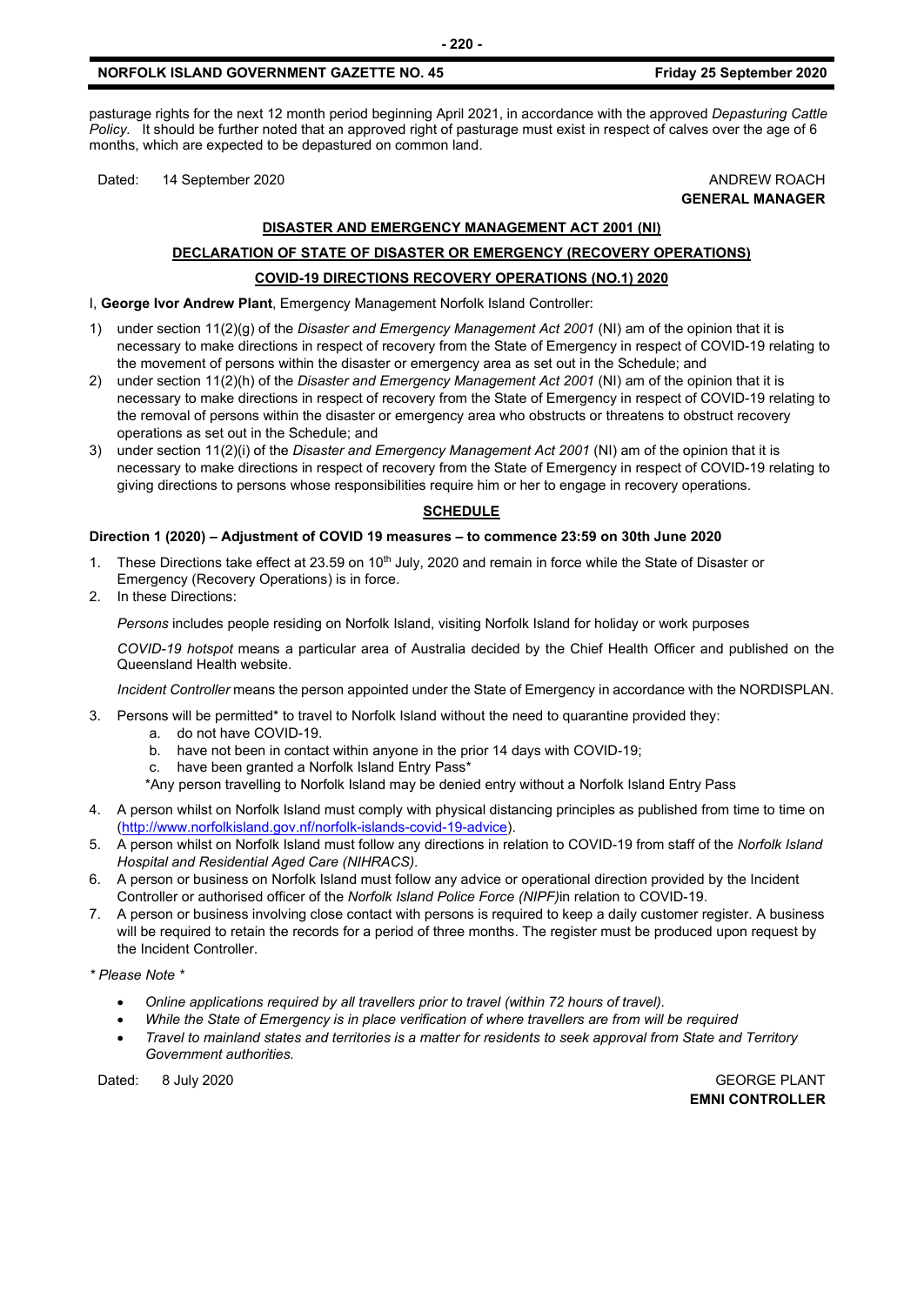pasturage rights for the next 12 month period beginning April 2021, in accordance with the approved *Depasturing Cattle Policy.* It should be further noted that an approved right of pasturage must exist in respect of calves over the age of 6 months, which are expected to be depastured on common land.

Dated: 14 September 2020

ANDREW ROACH
**GENERAL MANAGER**

## DISASTER AND EMERGENCY MANAGEMENT ACT 2001 (NI)

## DECLARATION OF STATE OF DISASTER OR EMERGENCY (RECOVERY OPERATIONS)

## COVID-19 DIRECTIONS RECOVERY OPERATIONS (NO.1) 2020

I, **George Ivor Andrew Plant**, Emergency Management Norfolk Island Controller:

1) under section 11(2)(g) of the *Disaster and Emergency Management Act 2001* (NI) am of the opinion that it is necessary to make directions in respect of recovery from the State of Emergency in respect of COVID-19 relating to the movement of persons within the disaster or emergency area as set out in the Schedule; and
2) under section 11(2)(h) of the *Disaster and Emergency Management Act 2001* (NI) am of the opinion that it is necessary to make directions in respect of recovery from the State of Emergency in respect of COVID-19 relating to the removal of persons within the disaster or emergency area who obstructs or threatens to obstruct recovery operations as set out in the Schedule; and
3) under section 11(2)(i) of the *Disaster and Emergency Management Act 2001* (NI) am of the opinion that it is necessary to make directions in respect of recovery from the State of Emergency in respect of COVID-19 relating to giving directions to persons whose responsibilities require him or her to engage in recovery operations.

## SCHEDULE

**Direction 1 (2020) – Adjustment of COVID 19 measures – to commence 23:59 on 30th June 2020**

1. These Directions take effect at 23.59 on 10th July, 2020 and remain in force while the State of Disaster or Emergency (Recovery Operations) is in force.
2. In these Directions:

   *Persons* includes people residing on Norfolk Island, visiting Norfolk Island for holiday or work purposes

   *COVID-19 hotspot* means a particular area of Australia decided by the Chief Health Officer and published on the Queensland Health website.

   *Incident Controller* means the person appointed under the State of Emergency in accordance with the NORDISPLAN.

3. Persons will be permitted* to travel to Norfolk Island without the need to quarantine provided they:
   a. do not have COVID-19.
   b. have not been in contact within anyone in the prior 14 days with COVID-19;
   c. have been granted a Norfolk Island Entry Pass*

   *Any person travelling to Norfolk Island may be denied entry without a Norfolk Island Entry Pass

4. A person whilst on Norfolk Island must comply with physical distancing principles as published from time to time on (http://www.norfolkisland.gov.nf/norfolk-islands-covid-19-advice).
5. A person whilst on Norfolk Island must follow any directions in relation to COVID-19 from staff of the *Norfolk Island Hospital and Residential Aged Care (NIHRACS).*
6. A person or business on Norfolk Island must follow any advice or operational direction provided by the Incident Controller or authorised officer of the *Norfolk Island Police Force (NIPF)*in relation to COVID-19.
7. A person or business involving close contact with persons is required to keep a daily customer register. A business will be required to retain the records for a period of three months. The register must be produced upon request by the Incident Controller.

*\* Please Note \**

- *Online applications required by all travellers prior to travel (within 72 hours of travel).*
- *While the State of Emergency is in place verification of where travellers are from will be required*
- *Travel to mainland states and territories is a matter for residents to seek approval from State and Territory Government authorities.*

Dated: 8 July 2020

GEORGE PLANT
**EMNI CONTROLLER**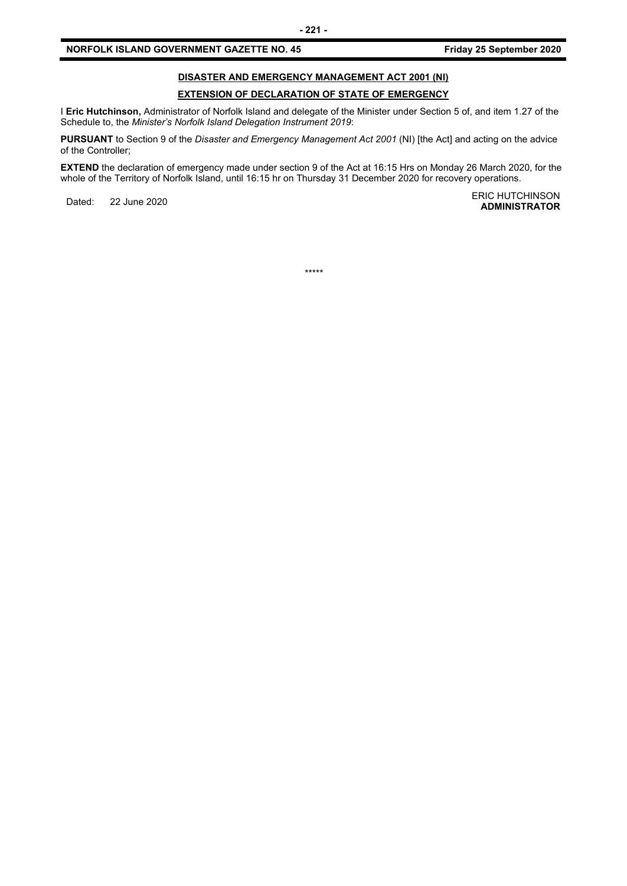**DISASTER AND EMERGENCY MANAGEMENT ACT 2001 (NI)**

**EXTENSION OF DECLARATION OF STATE OF EMERGENCY**

I **Eric Hutchinson,** Administrator of Norfolk Island and delegate of the Minister under Section 5 of, and item 1.27 of the Schedule to, the *Minister's Norfolk Island Delegation Instrument 2019*:

**PURSUANT** to Section 9 of the *Disaster and Emergency Management Act 2001* (NI) [the Act] and acting on the advice of the Controller;

**EXTEND** the declaration of emergency made under section 9 of the Act at 16:15 Hrs on Monday 26 March 2020, for the whole of the Territory of Norfolk Island, until 16:15 hr on Thursday 31 December 2020 for recovery operations.

Dated: 22 June 2020

ERIC HUTCHINSON
**ADMINISTRATOR**

*****